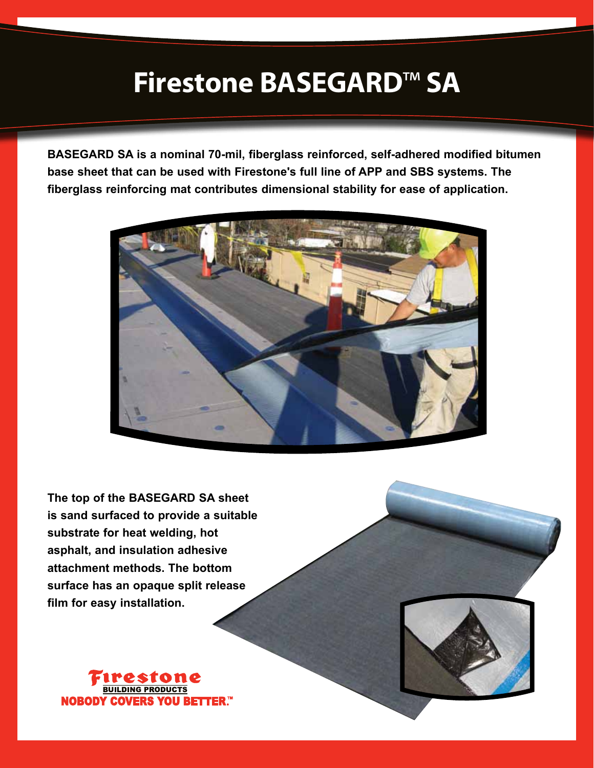# Firestone BASEGARD™ SA

**BASEGARD SA is a nominal 70-mil, fiberglass reinforced, self-adhered modified bitumen base sheet that can be used with Firestone's full line of APP and SBS systems. The fiberglass reinforcing mat contributes dimensional stability for ease of application.**

**The top of the BASEGARD SA sheet is sand surfaced to provide a suitable substrate for heat welding, hot asphalt, and insulation adhesive attachment methods. The bottom surface has an opaque split release film for easy installation.**

Firestone
BUILDING PRODUCTS
NOBODY COVERS YOU BETTER.™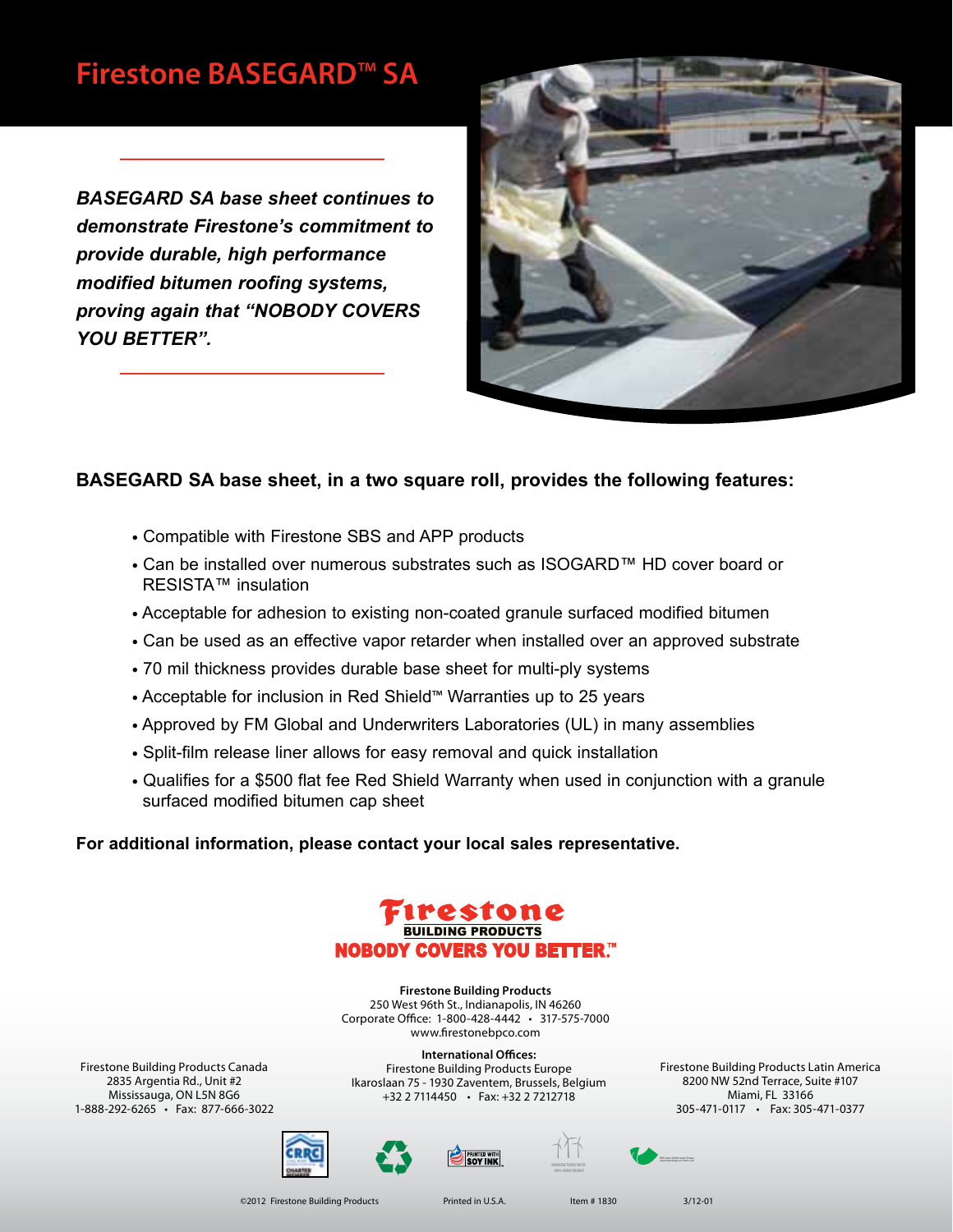# Firestone BASEGARD™ SA

***BASEGARD SA base sheet continues to demonstrate Firestone's commitment to provide durable, high performance modified bitumen roofing systems, proving again that "NOBODY COVERS YOU BETTER".***

**BASEGARD SA base sheet, in a two square roll, provides the following features:**

- Compatible with Firestone SBS and APP products
- Can be installed over numerous substrates such as ISOGARD™ HD cover board or RESISTA™ insulation
- Acceptable for adhesion to existing non-coated granule surfaced modified bitumen
- Can be used as an effective vapor retarder when installed over an approved substrate
- 70 mil thickness provides durable base sheet for multi-ply systems
- Acceptable for inclusion in Red Shield™ Warranties up to 25 years
- Approved by FM Global and Underwriters Laboratories (UL) in many assemblies
- Split-film release liner allows for easy removal and quick installation
- Qualifies for a $500 flat fee Red Shield Warranty when used in conjunction with a granule surfaced modified bitumen cap sheet

**For additional information, please contact your local sales representative.**

Firestone
BUILDING PRODUCTS
NOBODY COVERS YOU BETTER.™

**Firestone Building Products**
250 West 96th St., Indianapolis, IN 46260
Corporate Office: 1-800-428-4442 • 317-575-7000
www.firestonebpco.com

**International Offices:**

Firestone Building Products Canada
2835 Argentia Rd., Unit #2
Mississauga, ON L5N 8G6
1-888-292-6265 • Fax: 877-666-3022

Firestone Building Products Europe
Ikaroslaan 75 - 1930 Zaventem, Brussels, Belgium
+32 2 7114450 • Fax: +32 2 7212718

Firestone Building Products Latin America
8200 NW 52nd Terrace, Suite #107
Miami, FL 33166
305-471-0117 • Fax: 305-471-0377

©2012 Firestone Building Products    Printed in U.S.A.    Item # 1830    3/12-01